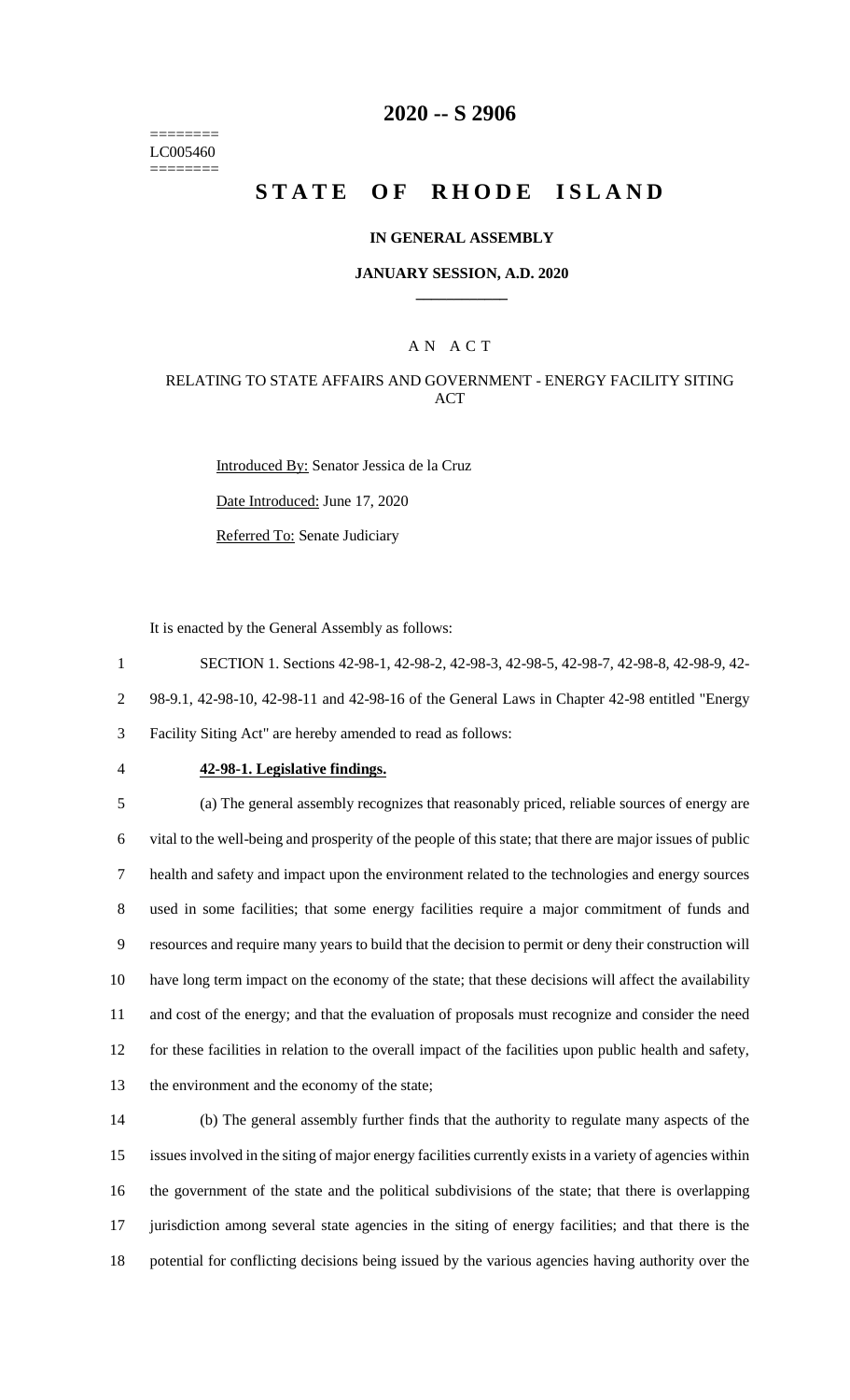======== LC005460 ========

# 2020 -- S 2906

# STATE OF RHODE ISLAND

## IN GENERAL ASSEMBLY

### JANUARY SESSION, A.D. 2020

### A N A C T

### RELATING TO STATE AFFAIRS AND GOVERNMENT - ENERGY FACILITY SITING ACT

Introduced By: Senator Jessica de la Cruz

Date Introduced: June 17, 2020

Referred To: Senate Judiciary

It is enacted by the General Assembly as follows:

1 SECTION 1. Sections 42-98-1, 42-98-2, 42-98-3, 42-98-5, 42-98-7, 42-98-8, 42-98-9, 42-
2 98-9.1, 42-98-10, 42-98-11 and 42-98-16 of the General Laws in Chapter 42-98 entitled "Energy
3 Facility Siting Act" are hereby amended to read as follows:

4 **42-98-1. Legislative findings.**

5 (a) The general assembly recognizes that reasonably priced, reliable sources of energy are
6 vital to the well-being and prosperity of the people of this state; that there are major issues of public
7 health and safety and impact upon the environment related to the technologies and energy sources
8 used in some facilities; that some energy facilities require a major commitment of funds and
9 resources and require many years to build that the decision to permit or deny their construction will
10 have long term impact on the economy of the state; that these decisions will affect the availability
11 and cost of the energy; and that the evaluation of proposals must recognize and consider the need
12 for these facilities in relation to the overall impact of the facilities upon public health and safety,
13 the environment and the economy of the state;

14 (b) The general assembly further finds that the authority to regulate many aspects of the
15 issues involved in the siting of major energy facilities currently exists in a variety of agencies within
16 the government of the state and the political subdivisions of the state; that there is overlapping
17 jurisdiction among several state agencies in the siting of energy facilities; and that there is the
18 potential for conflicting decisions being issued by the various agencies having authority over the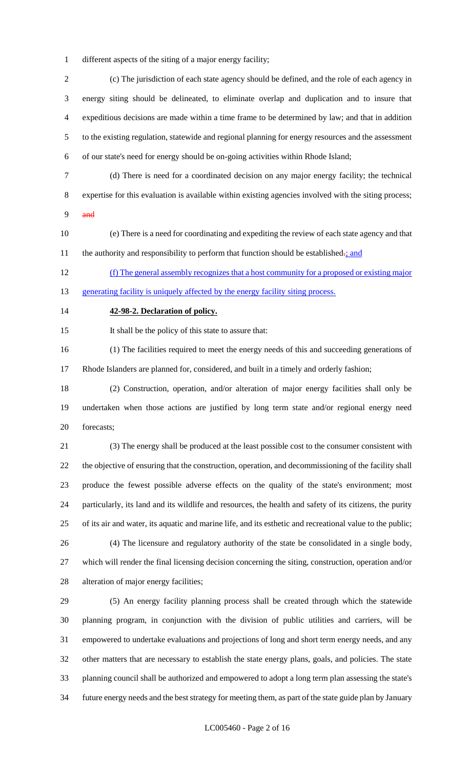different aspects of the siting of a major energy facility;

(c) The jurisdiction of each state agency should be defined, and the role of each agency in energy siting should be delineated, to eliminate overlap and duplication and to insure that expeditious decisions are made within a time frame to be determined by law; and that in addition to the existing regulation, statewide and regional planning for energy resources and the assessment of our state's need for energy should be on-going activities within Rhode Island;

(d) There is need for a coordinated decision on any major energy facility; the technical expertise for this evaluation is available within existing agencies involved with the siting process; ~~and~~

(e) There is a need for coordinating and expediting the review of each state agency and that the authority and responsibility to perform that function should be established~~.~~; and

(f) The general assembly recognizes that a host community for a proposed or existing major generating facility is uniquely affected by the energy facility siting process.

**42-98-2. Declaration of policy.**

It shall be the policy of this state to assure that:

(1) The facilities required to meet the energy needs of this and succeeding generations of Rhode Islanders are planned for, considered, and built in a timely and orderly fashion;

(2) Construction, operation, and/or alteration of major energy facilities shall only be undertaken when those actions are justified by long term state and/or regional energy need forecasts;

(3) The energy shall be produced at the least possible cost to the consumer consistent with the objective of ensuring that the construction, operation, and decommissioning of the facility shall produce the fewest possible adverse effects on the quality of the state's environment; most particularly, its land and its wildlife and resources, the health and safety of its citizens, the purity of its air and water, its aquatic and marine life, and its esthetic and recreational value to the public;

(4) The licensure and regulatory authority of the state be consolidated in a single body, which will render the final licensing decision concerning the siting, construction, operation and/or alteration of major energy facilities;

(5) An energy facility planning process shall be created through which the statewide planning program, in conjunction with the division of public utilities and carriers, will be empowered to undertake evaluations and projections of long and short term energy needs, and any other matters that are necessary to establish the state energy plans, goals, and policies. The state planning council shall be authorized and empowered to adopt a long term plan assessing the state's future energy needs and the best strategy for meeting them, as part of the state guide plan by January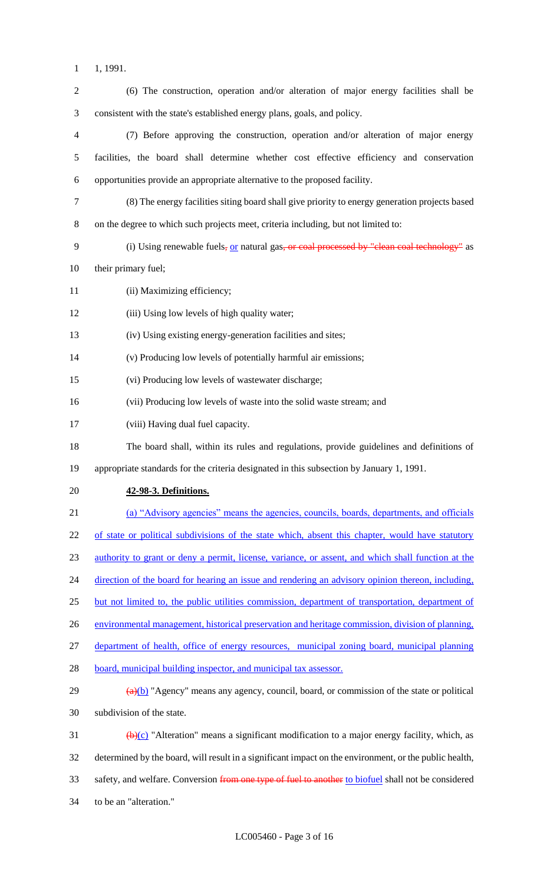1, 1991.

(6) The construction, operation and/or alteration of major energy facilities shall be consistent with the state's established energy plans, goals, and policy.

(7) Before approving the construction, operation and/or alteration of major energy facilities, the board shall determine whether cost effective efficiency and conservation opportunities provide an appropriate alternative to the proposed facility.

(8) The energy facilities siting board shall give priority to energy generation projects based on the degree to which such projects meet, criteria including, but not limited to:

(i) Using renewable fuels, or natural gas, or coal processed by "clean coal technology" as their primary fuel;

(ii) Maximizing efficiency;

(iii) Using low levels of high quality water;

(iv) Using existing energy-generation facilities and sites;

(v) Producing low levels of potentially harmful air emissions;

(vi) Producing low levels of wastewater discharge;

(vii) Producing low levels of waste into the solid waste stream; and

(viii) Having dual fuel capacity.

The board shall, within its rules and regulations, provide guidelines and definitions of appropriate standards for the criteria designated in this subsection by January 1, 1991.

**42-98-3. Definitions.**

(a) "Advisory agencies" means the agencies, councils, boards, departments, and officials of state or political subdivisions of the state which, absent this chapter, would have statutory authority to grant or deny a permit, license, variance, or assent, and which shall function at the direction of the board for hearing an issue and rendering an advisory opinion thereon, including, but not limited to, the public utilities commission, department of transportation, department of environmental management, historical preservation and heritage commission, division of planning, department of health, office of energy resources, municipal zoning board, municipal planning board, municipal building inspector, and municipal tax assessor.

(a)(b) "Agency" means any agency, council, board, or commission of the state or political subdivision of the state.

(b)(c) "Alteration" means a significant modification to a major energy facility, which, as determined by the board, will result in a significant impact on the environment, or the public health, safety, and welfare. Conversion from one type of fuel to another to biofuel shall not be considered to be an "alteration."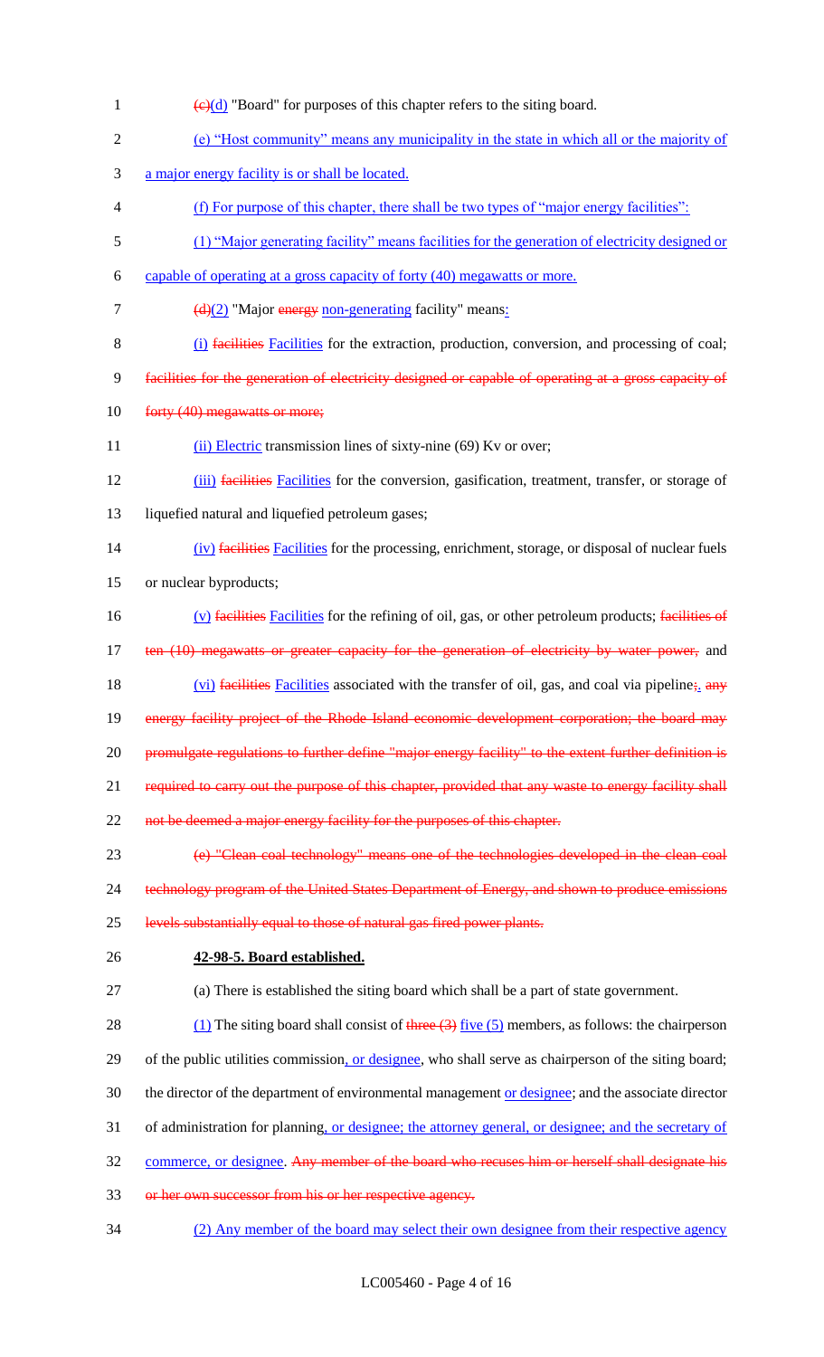(c)(d) "Board" for purposes of this chapter refers to the siting board.

(e) "Host community" means any municipality in the state in which all or the majority of a major energy facility is or shall be located.

(f) For purpose of this chapter, there shall be two types of "major energy facilities":

(1) "Major generating facility" means facilities for the generation of electricity designed or capable of operating at a gross capacity of forty (40) megawatts or more.

(d)(2) "Major energy non-generating facility" means:

(i) facilities Facilities for the extraction, production, conversion, and processing of coal; facilities for the generation of electricity designed or capable of operating at a gross capacity of forty (40) megawatts or more;

(ii) Electric transmission lines of sixty-nine (69) Kv or over;

(iii) facilities Facilities for the conversion, gasification, treatment, transfer, or storage of liquefied natural and liquefied petroleum gases;

(iv) facilities Facilities for the processing, enrichment, storage, or disposal of nuclear fuels or nuclear byproducts;

(v) facilities Facilities for the refining of oil, gas, or other petroleum products; facilities of ten (10) megawatts or greater capacity for the generation of electricity by water power, and

(vi) facilities Facilities associated with the transfer of oil, gas, and coal via pipeline;. any energy facility project of the Rhode Island economic development corporation; the board may promulgate regulations to further define "major energy facility" to the extent further definition is required to carry out the purpose of this chapter, provided that any waste to energy facility shall not be deemed a major energy facility for the purposes of this chapter.

(e) "Clean coal technology" means one of the technologies developed in the clean coal technology program of the United States Department of Energy, and shown to produce emissions levels substantially equal to those of natural gas fired power plants.

**42-98-5. Board established.**

(a) There is established the siting board which shall be a part of state government.

(1) The siting board shall consist of three (3) five (5) members, as follows: the chairperson of the public utilities commission, or designee, who shall serve as chairperson of the siting board; the director of the department of environmental management or designee; and the associate director of administration for planning, or designee; the attorney general, or designee; and the secretary of commerce, or designee. Any member of the board who recuses him or herself shall designate his or her own successor from his or her respective agency.

(2) Any member of the board may select their own designee from their respective agency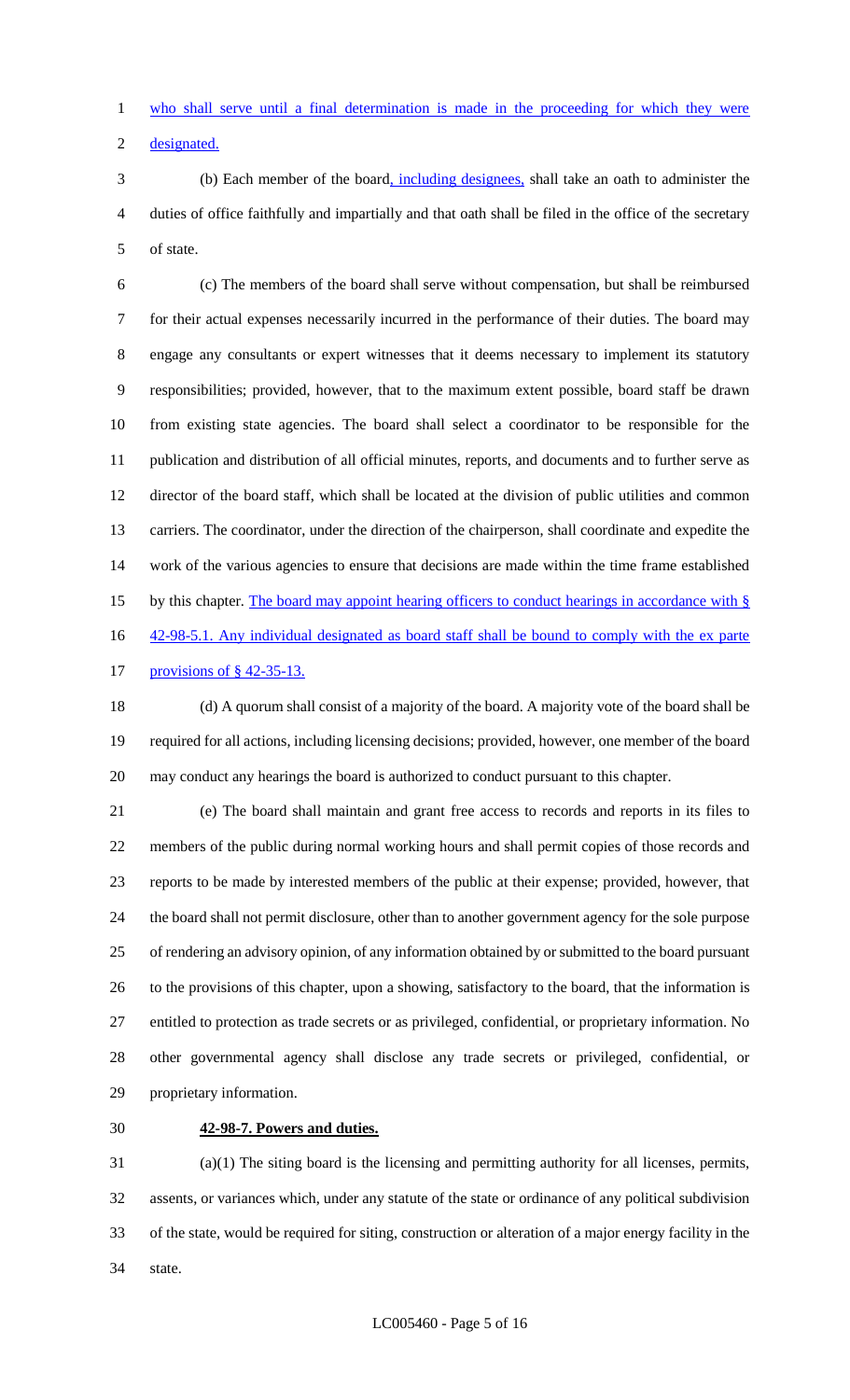who shall serve until a final determination is made in the proceeding for which they were designated.

(b) Each member of the board, including designees, shall take an oath to administer the duties of office faithfully and impartially and that oath shall be filed in the office of the secretary of state.

(c) The members of the board shall serve without compensation, but shall be reimbursed for their actual expenses necessarily incurred in the performance of their duties. The board may engage any consultants or expert witnesses that it deems necessary to implement its statutory responsibilities; provided, however, that to the maximum extent possible, board staff be drawn from existing state agencies. The board shall select a coordinator to be responsible for the publication and distribution of all official minutes, reports, and documents and to further serve as director of the board staff, which shall be located at the division of public utilities and common carriers. The coordinator, under the direction of the chairperson, shall coordinate and expedite the work of the various agencies to ensure that decisions are made within the time frame established by this chapter. The board may appoint hearing officers to conduct hearings in accordance with § 42-98-5.1. Any individual designated as board staff shall be bound to comply with the ex parte provisions of § 42-35-13.

(d) A quorum shall consist of a majority of the board. A majority vote of the board shall be required for all actions, including licensing decisions; provided, however, one member of the board may conduct any hearings the board is authorized to conduct pursuant to this chapter.

(e) The board shall maintain and grant free access to records and reports in its files to members of the public during normal working hours and shall permit copies of those records and reports to be made by interested members of the public at their expense; provided, however, that the board shall not permit disclosure, other than to another government agency for the sole purpose of rendering an advisory opinion, of any information obtained by or submitted to the board pursuant to the provisions of this chapter, upon a showing, satisfactory to the board, that the information is entitled to protection as trade secrets or as privileged, confidential, or proprietary information. No other governmental agency shall disclose any trade secrets or privileged, confidential, or proprietary information.

**42-98-7. Powers and duties.**

(a)(1) The siting board is the licensing and permitting authority for all licenses, permits, assents, or variances which, under any statute of the state or ordinance of any political subdivision of the state, would be required for siting, construction or alteration of a major energy facility in the state.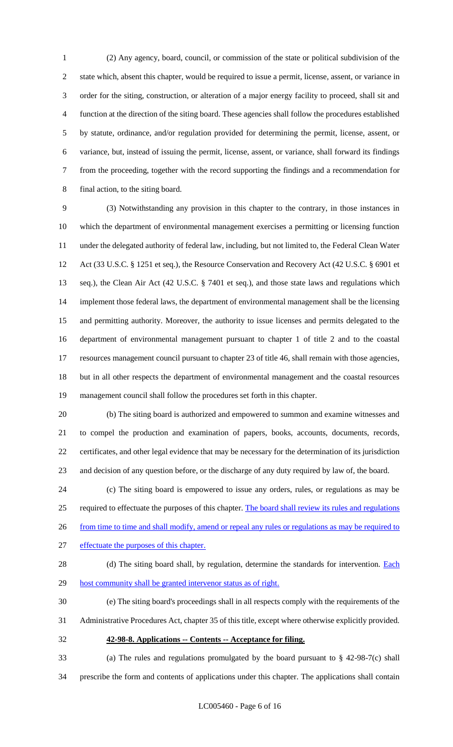(2) Any agency, board, council, or commission of the state or political subdivision of the state which, absent this chapter, would be required to issue a permit, license, assent, or variance in order for the siting, construction, or alteration of a major energy facility to proceed, shall sit and function at the direction of the siting board. These agencies shall follow the procedures established by statute, ordinance, and/or regulation provided for determining the permit, license, assent, or variance, but, instead of issuing the permit, license, assent, or variance, shall forward its findings from the proceeding, together with the record supporting the findings and a recommendation for final action, to the siting board.

(3) Notwithstanding any provision in this chapter to the contrary, in those instances in which the department of environmental management exercises a permitting or licensing function under the delegated authority of federal law, including, but not limited to, the Federal Clean Water Act (33 U.S.C. § 1251 et seq.), the Resource Conservation and Recovery Act (42 U.S.C. § 6901 et seq.), the Clean Air Act (42 U.S.C. § 7401 et seq.), and those state laws and regulations which implement those federal laws, the department of environmental management shall be the licensing and permitting authority. Moreover, the authority to issue licenses and permits delegated to the department of environmental management pursuant to chapter 1 of title 2 and to the coastal resources management council pursuant to chapter 23 of title 46, shall remain with those agencies, but in all other respects the department of environmental management and the coastal resources management council shall follow the procedures set forth in this chapter.

(b) The siting board is authorized and empowered to summon and examine witnesses and to compel the production and examination of papers, books, accounts, documents, records, certificates, and other legal evidence that may be necessary for the determination of its jurisdiction and decision of any question before, or the discharge of any duty required by law of, the board.

(c) The siting board is empowered to issue any orders, rules, or regulations as may be required to effectuate the purposes of this chapter. <u>The board shall review its rules and regulations from time to time and shall modify, amend or repeal any rules or regulations as may be required to effectuate the purposes of this chapter.</u>

(d) The siting board shall, by regulation, determine the standards for intervention. <u>Each host community shall be granted intervenor status as of right.</u>

(e) The siting board's proceedings shall in all respects comply with the requirements of the Administrative Procedures Act, chapter 35 of this title, except where otherwise explicitly provided.

**42-98-8. Applications -- Contents -- Acceptance for filing.**

(a) The rules and regulations promulgated by the board pursuant to § 42-98-7(c) shall prescribe the form and contents of applications under this chapter. The applications shall contain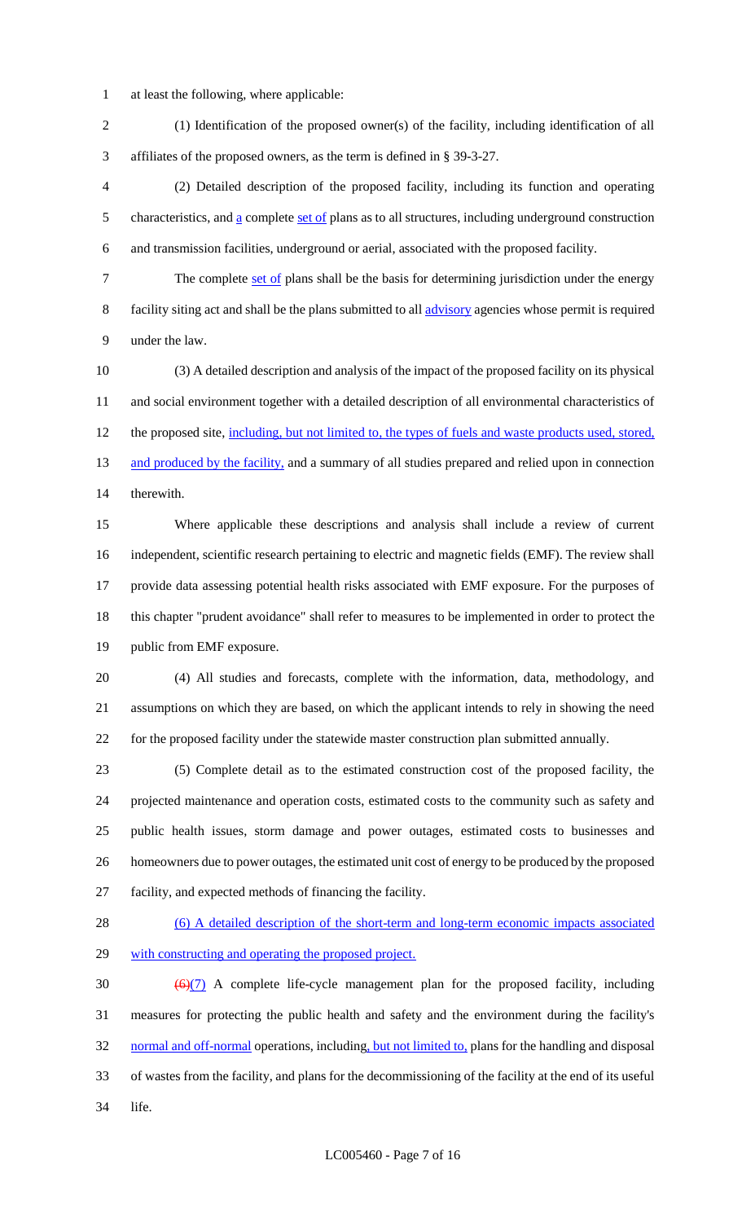at least the following, where applicable:

(1) Identification of the proposed owner(s) of the facility, including identification of all affiliates of the proposed owners, as the term is defined in § 39-3-27.

(2) Detailed description of the proposed facility, including its function and operating characteristics, and a complete set of plans as to all structures, including underground construction and transmission facilities, underground or aerial, associated with the proposed facility.

The complete set of plans shall be the basis for determining jurisdiction under the energy facility siting act and shall be the plans submitted to all advisory agencies whose permit is required under the law.

(3) A detailed description and analysis of the impact of the proposed facility on its physical and social environment together with a detailed description of all environmental characteristics of the proposed site, including, but not limited to, the types of fuels and waste products used, stored, and produced by the facility, and a summary of all studies prepared and relied upon in connection therewith.

Where applicable these descriptions and analysis shall include a review of current independent, scientific research pertaining to electric and magnetic fields (EMF). The review shall provide data assessing potential health risks associated with EMF exposure. For the purposes of this chapter "prudent avoidance" shall refer to measures to be implemented in order to protect the public from EMF exposure.

(4) All studies and forecasts, complete with the information, data, methodology, and assumptions on which they are based, on which the applicant intends to rely in showing the need for the proposed facility under the statewide master construction plan submitted annually.

(5) Complete detail as to the estimated construction cost of the proposed facility, the projected maintenance and operation costs, estimated costs to the community such as safety and public health issues, storm damage and power outages, estimated costs to businesses and homeowners due to power outages, the estimated unit cost of energy to be produced by the proposed facility, and expected methods of financing the facility.

(6) A detailed description of the short-term and long-term economic impacts associated with constructing and operating the proposed project.

~~(6)~~(7) A complete life-cycle management plan for the proposed facility, including measures for protecting the public health and safety and the environment during the facility's normal and off-normal operations, including, but not limited to, plans for the handling and disposal of wastes from the facility, and plans for the decommissioning of the facility at the end of its useful life.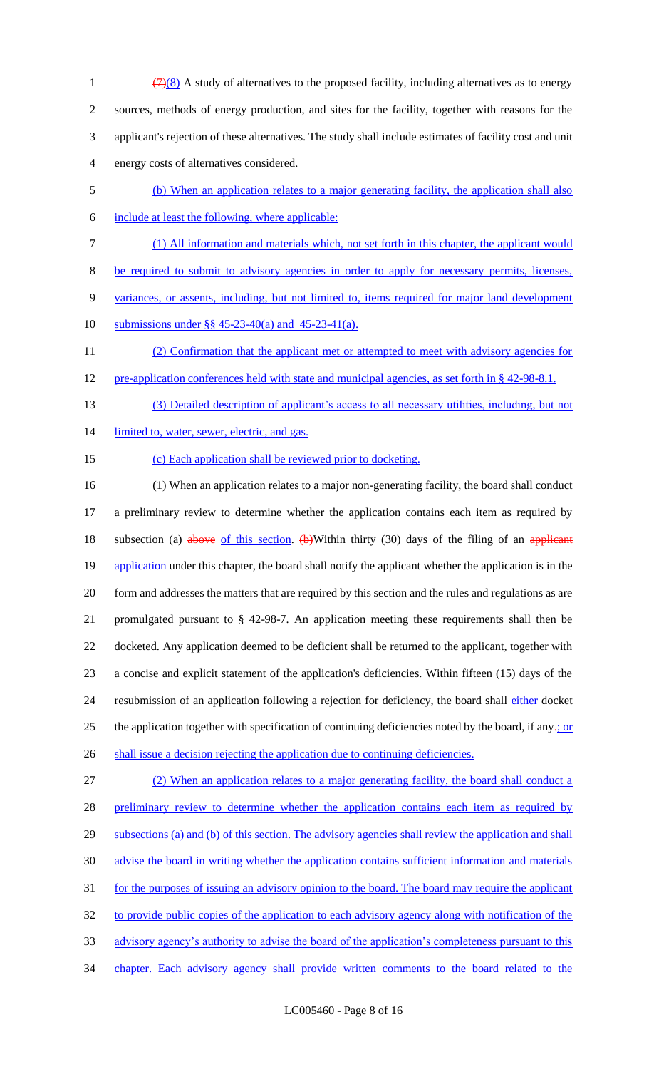~~(7)~~(8) A study of alternatives to the proposed facility, including alternatives as to energy sources, methods of energy production, and sites for the facility, together with reasons for the applicant's rejection of these alternatives. The study shall include estimates of facility cost and unit energy costs of alternatives considered.

<u>(b) When an application relates to a major generating facility, the application shall also include at least the following, where applicable:</u>

<u>(1) All information and materials which, not set forth in this chapter, the applicant would be required to submit to advisory agencies in order to apply for necessary permits, licenses, variances, or assents, including, but not limited to, items required for major land development submissions under §§ 45-23-40(a) and 45-23-41(a).</u>

<u>(2) Confirmation that the applicant met or attempted to meet with advisory agencies for pre-application conferences held with state and municipal agencies, as set forth in § 42-98-8.1.</u>

<u>(3) Detailed description of applicant's access to all necessary utilities, including, but not limited to, water, sewer, electric, and gas.</u>

<u>(c) Each application shall be reviewed prior to docketing.</u>

(1) When an application relates to a major non-generating facility, the board shall conduct a preliminary review to determine whether the application contains each item as required by subsection (a) ~~above~~ <u>of this section</u>. ~~(b)~~Within thirty (30) days of the filing of an ~~applicant~~ <u>application</u> under this chapter, the board shall notify the applicant whether the application is in the form and addresses the matters that are required by this section and the rules and regulations as are promulgated pursuant to § 42-98-7. An application meeting these requirements shall then be docketed. Any application deemed to be deficient shall be returned to the applicant, together with a concise and explicit statement of the application's deficiencies. Within fifteen (15) days of the resubmission of an application following a rejection for deficiency, the board shall <u>either</u> docket the application together with specification of continuing deficiencies noted by the board, if any~~.~~<u>; or shall issue a decision rejecting the application due to continuing deficiencies.</u>

<u>(2) When an application relates to a major generating facility, the board shall conduct a preliminary review to determine whether the application contains each item as required by subsections (a) and (b) of this section. The advisory agencies shall review the application and shall advise the board in writing whether the application contains sufficient information and materials for the purposes of issuing an advisory opinion to the board. The board may require the applicant to provide public copies of the application to each advisory agency along with notification of the advisory agency's authority to advise the board of the application's completeness pursuant to this chapter. Each advisory agency shall provide written comments to the board related to the</u>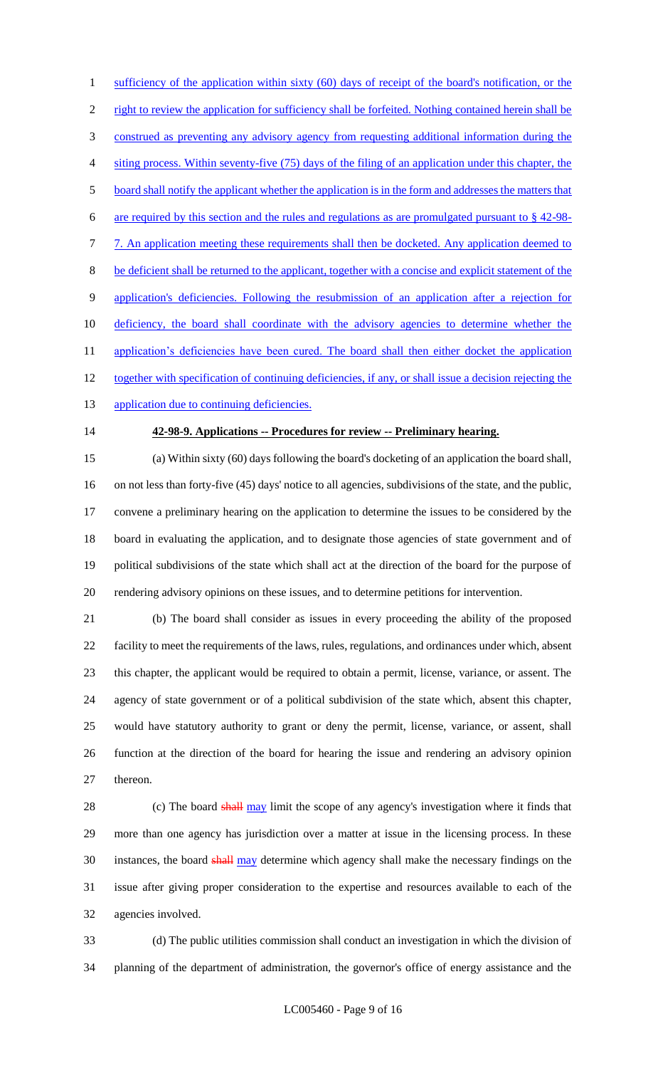sufficiency of the application within sixty (60) days of receipt of the board's notification, or the right to review the application for sufficiency shall be forfeited. Nothing contained herein shall be construed as preventing any advisory agency from requesting additional information during the siting process. Within seventy-five (75) days of the filing of an application under this chapter, the board shall notify the applicant whether the application is in the form and addresses the matters that are required by this section and the rules and regulations as are promulgated pursuant to § 42-98-7. An application meeting these requirements shall then be docketed. Any application deemed to be deficient shall be returned to the applicant, together with a concise and explicit statement of the application's deficiencies. Following the resubmission of an application after a rejection for deficiency, the board shall coordinate with the advisory agencies to determine whether the application's deficiencies have been cured. The board shall then either docket the application together with specification of continuing deficiencies, if any, or shall issue a decision rejecting the application due to continuing deficiencies.

**42-98-9. Applications -- Procedures for review -- Preliminary hearing.**

(a) Within sixty (60) days following the board's docketing of an application the board shall, on not less than forty-five (45) days' notice to all agencies, subdivisions of the state, and the public, convene a preliminary hearing on the application to determine the issues to be considered by the board in evaluating the application, and to designate those agencies of state government and of political subdivisions of the state which shall act at the direction of the board for the purpose of rendering advisory opinions on these issues, and to determine petitions for intervention.

(b) The board shall consider as issues in every proceeding the ability of the proposed facility to meet the requirements of the laws, rules, regulations, and ordinances under which, absent this chapter, the applicant would be required to obtain a permit, license, variance, or assent. The agency of state government or of a political subdivision of the state which, absent this chapter, would have statutory authority to grant or deny the permit, license, variance, or assent, shall function at the direction of the board for hearing the issue and rendering an advisory opinion thereon.

(c) The board ~~shall~~ may limit the scope of any agency's investigation where it finds that more than one agency has jurisdiction over a matter at issue in the licensing process. In these instances, the board ~~shall~~ may determine which agency shall make the necessary findings on the issue after giving proper consideration to the expertise and resources available to each of the agencies involved.

(d) The public utilities commission shall conduct an investigation in which the division of planning of the department of administration, the governor's office of energy assistance and the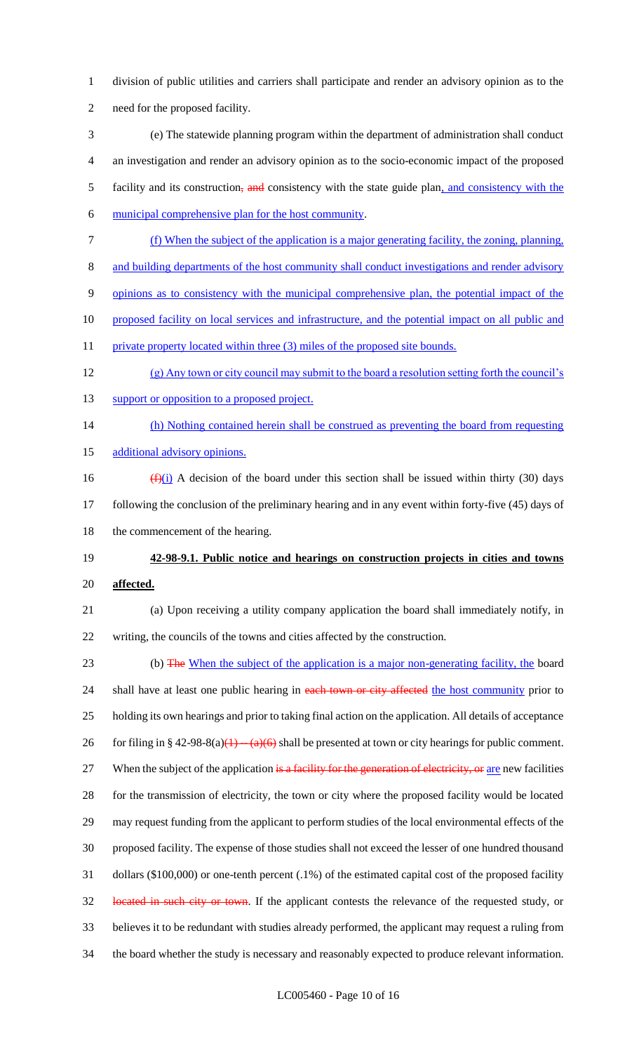division of public utilities and carriers shall participate and render an advisory opinion as to the need for the proposed facility.

(e) The statewide planning program within the department of administration shall conduct an investigation and render an advisory opinion as to the socio-economic impact of the proposed facility and its construction, ~~and~~ consistency with the state guide plan, and consistency with the municipal comprehensive plan for the host community.

(f) When the subject of the application is a major generating facility, the zoning, planning, and building departments of the host community shall conduct investigations and render advisory opinions as to consistency with the municipal comprehensive plan, the potential impact of the proposed facility on local services and infrastructure, and the potential impact on all public and private property located within three (3) miles of the proposed site bounds.

(g) Any town or city council may submit to the board a resolution setting forth the council's support or opposition to a proposed project.

(h) Nothing contained herein shall be construed as preventing the board from requesting additional advisory opinions.

~~(f)~~(i) A decision of the board under this section shall be issued within thirty (30) days following the conclusion of the preliminary hearing and in any event within forty-five (45) days of the commencement of the hearing.

**42-98-9.1. Public notice and hearings on construction projects in cities and towns affected.**

(a) Upon receiving a utility company application the board shall immediately notify, in writing, the councils of the towns and cities affected by the construction.

(b) ~~The~~ When the subject of the application is a major non-generating facility, the board shall have at least one public hearing in ~~each town or city affected~~ the host community prior to holding its own hearings and prior to taking final action on the application. All details of acceptance for filing in § 42-98-8(a)~~(1) -- (a)(6)~~ shall be presented at town or city hearings for public comment. When the subject of the application ~~is a facility for the generation of electricity, or~~ are new facilities for the transmission of electricity, the town or city where the proposed facility would be located may request funding from the applicant to perform studies of the local environmental effects of the proposed facility. The expense of those studies shall not exceed the lesser of one hundred thousand dollars ($100,000) or one-tenth percent (.1%) of the estimated capital cost of the proposed facility ~~located in such city or town~~. If the applicant contests the relevance of the requested study, or believes it to be redundant with studies already performed, the applicant may request a ruling from the board whether the study is necessary and reasonably expected to produce relevant information.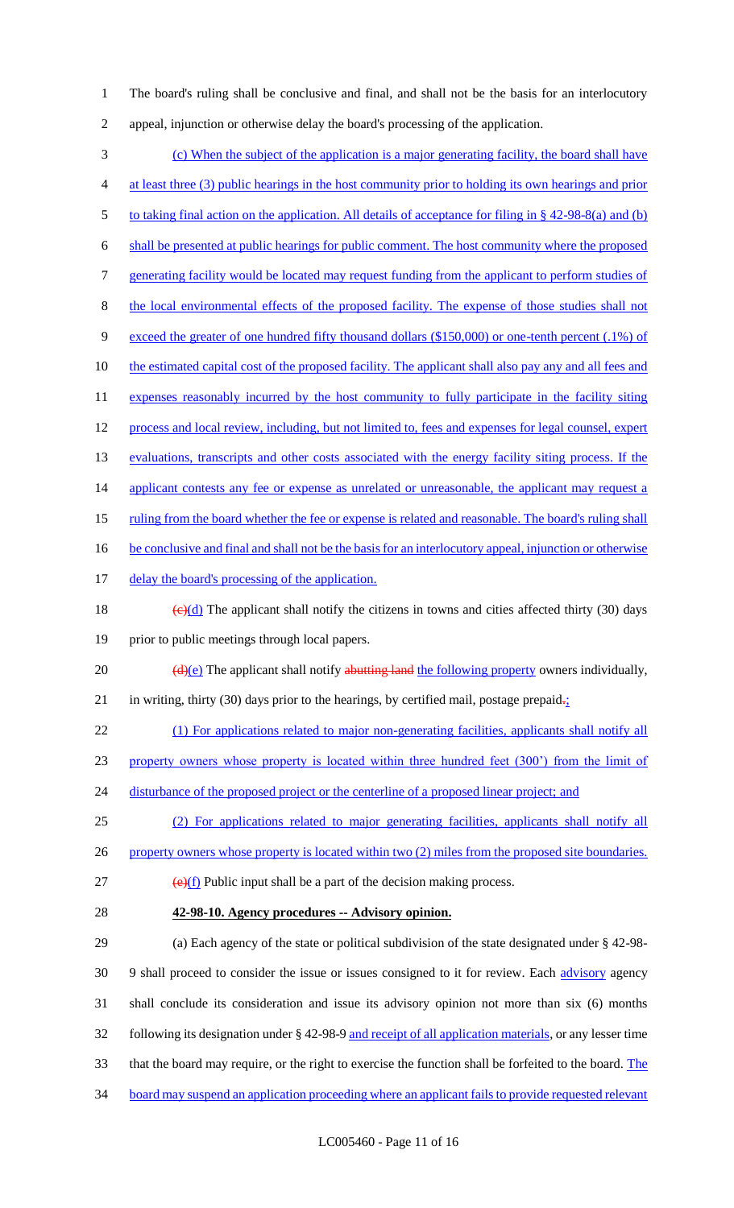The board's ruling shall be conclusive and final, and shall not be the basis for an interlocutory appeal, injunction or otherwise delay the board's processing of the application.

(c) When the subject of the application is a major generating facility, the board shall have at least three (3) public hearings in the host community prior to holding its own hearings and prior to taking final action on the application. All details of acceptance for filing in § 42-98-8(a) and (b) shall be presented at public hearings for public comment. The host community where the proposed generating facility would be located may request funding from the applicant to perform studies of the local environmental effects of the proposed facility. The expense of those studies shall not exceed the greater of one hundred fifty thousand dollars ($150,000) or one-tenth percent (.1%) of the estimated capital cost of the proposed facility. The applicant shall also pay any and all fees and expenses reasonably incurred by the host community to fully participate in the facility siting process and local review, including, but not limited to, fees and expenses for legal counsel, expert evaluations, transcripts and other costs associated with the energy facility siting process. If the applicant contests any fee or expense as unrelated or unreasonable, the applicant may request a ruling from the board whether the fee or expense is related and reasonable. The board's ruling shall be conclusive and final and shall not be the basis for an interlocutory appeal, injunction or otherwise delay the board's processing of the application.

~~(c)~~(d) The applicant shall notify the citizens in towns and cities affected thirty (30) days prior to public meetings through local papers.

~~(d)~~(e) The applicant shall notify ~~abutting land~~ the following property owners individually, in writing, thirty (30) days prior to the hearings, by certified mail, postage prepaid~~.~~:

(1) For applications related to major non-generating facilities, applicants shall notify all property owners whose property is located within three hundred feet (300') from the limit of disturbance of the proposed project or the centerline of a proposed linear project; and

(2) For applications related to major generating facilities, applicants shall notify all property owners whose property is located within two (2) miles from the proposed site boundaries.

~~(e)~~(f) Public input shall be a part of the decision making process.

**42-98-10. Agency procedures -- Advisory opinion.**

(a) Each agency of the state or political subdivision of the state designated under § 42-98-9 shall proceed to consider the issue or issues consigned to it for review. Each advisory agency shall conclude its consideration and issue its advisory opinion not more than six (6) months following its designation under § 42-98-9 and receipt of all application materials, or any lesser time that the board may require, or the right to exercise the function shall be forfeited to the board. The board may suspend an application proceeding where an applicant fails to provide requested relevant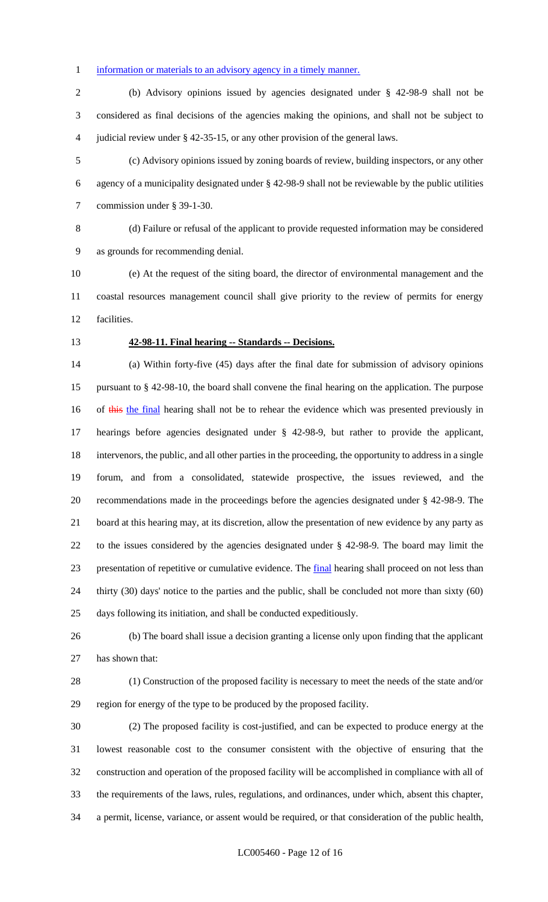information or materials to an advisory agency in a timely manner.

(b) Advisory opinions issued by agencies designated under § 42-98-9 shall not be considered as final decisions of the agencies making the opinions, and shall not be subject to judicial review under § 42-35-15, or any other provision of the general laws.

(c) Advisory opinions issued by zoning boards of review, building inspectors, or any other agency of a municipality designated under § 42-98-9 shall not be reviewable by the public utilities commission under § 39-1-30.

(d) Failure or refusal of the applicant to provide requested information may be considered as grounds for recommending denial.

(e) At the request of the siting board, the director of environmental management and the coastal resources management council shall give priority to the review of permits for energy facilities.

**42-98-11. Final hearing -- Standards -- Decisions.**

(a) Within forty-five (45) days after the final date for submission of advisory opinions pursuant to § 42-98-10, the board shall convene the final hearing on the application. The purpose of ~~this~~ the final hearing shall not be to rehear the evidence which was presented previously in hearings before agencies designated under § 42-98-9, but rather to provide the applicant, intervenors, the public, and all other parties in the proceeding, the opportunity to address in a single forum, and from a consolidated, statewide prospective, the issues reviewed, and the recommendations made in the proceedings before the agencies designated under § 42-98-9. The board at this hearing may, at its discretion, allow the presentation of new evidence by any party as to the issues considered by the agencies designated under § 42-98-9. The board may limit the presentation of repetitive or cumulative evidence. The final hearing shall proceed on not less than thirty (30) days' notice to the parties and the public, shall be concluded not more than sixty (60) days following its initiation, and shall be conducted expeditiously.

(b) The board shall issue a decision granting a license only upon finding that the applicant has shown that:

(1) Construction of the proposed facility is necessary to meet the needs of the state and/or region for energy of the type to be produced by the proposed facility.

(2) The proposed facility is cost-justified, and can be expected to produce energy at the lowest reasonable cost to the consumer consistent with the objective of ensuring that the construction and operation of the proposed facility will be accomplished in compliance with all of the requirements of the laws, rules, regulations, and ordinances, under which, absent this chapter, a permit, license, variance, or assent would be required, or that consideration of the public health,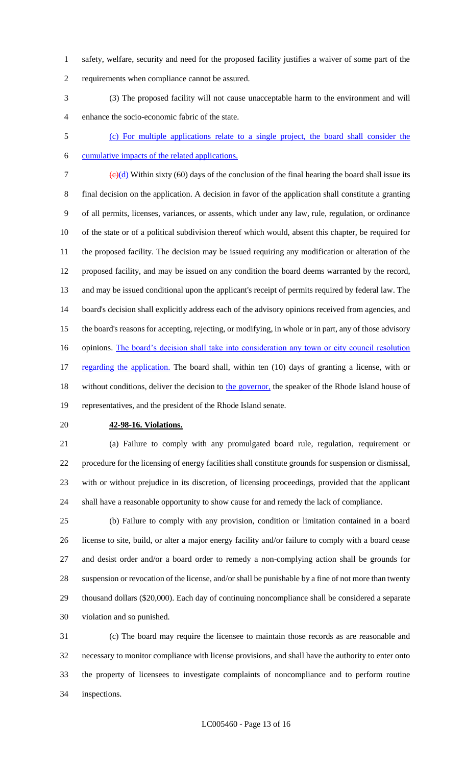safety, welfare, security and need for the proposed facility justifies a waiver of some part of the requirements when compliance cannot be assured.

(3) The proposed facility will not cause unacceptable harm to the environment and will enhance the socio-economic fabric of the state.

(c) For multiple applications relate to a single project, the board shall consider the cumulative impacts of the related applications.

~~(c)~~(d) Within sixty (60) days of the conclusion of the final hearing the board shall issue its final decision on the application. A decision in favor of the application shall constitute a granting of all permits, licenses, variances, or assents, which under any law, rule, regulation, or ordinance of the state or of a political subdivision thereof which would, absent this chapter, be required for the proposed facility. The decision may be issued requiring any modification or alteration of the proposed facility, and may be issued on any condition the board deems warranted by the record, and may be issued conditional upon the applicant's receipt of permits required by federal law. The board's decision shall explicitly address each of the advisory opinions received from agencies, and the board's reasons for accepting, rejecting, or modifying, in whole or in part, any of those advisory opinions. The board's decision shall take into consideration any town or city council resolution regarding the application. The board shall, within ten (10) days of granting a license, with or without conditions, deliver the decision to the governor, the speaker of the Rhode Island house of representatives, and the president of the Rhode Island senate.

**42-98-16. Violations.**

(a) Failure to comply with any promulgated board rule, regulation, requirement or procedure for the licensing of energy facilities shall constitute grounds for suspension or dismissal, with or without prejudice in its discretion, of licensing proceedings, provided that the applicant shall have a reasonable opportunity to show cause for and remedy the lack of compliance.

(b) Failure to comply with any provision, condition or limitation contained in a board license to site, build, or alter a major energy facility and/or failure to comply with a board cease and desist order and/or a board order to remedy a non-complying action shall be grounds for suspension or revocation of the license, and/or shall be punishable by a fine of not more than twenty thousand dollars ($20,000). Each day of continuing noncompliance shall be considered a separate violation and so punished.

(c) The board may require the licensee to maintain those records as are reasonable and necessary to monitor compliance with license provisions, and shall have the authority to enter onto the property of licensees to investigate complaints of noncompliance and to perform routine inspections.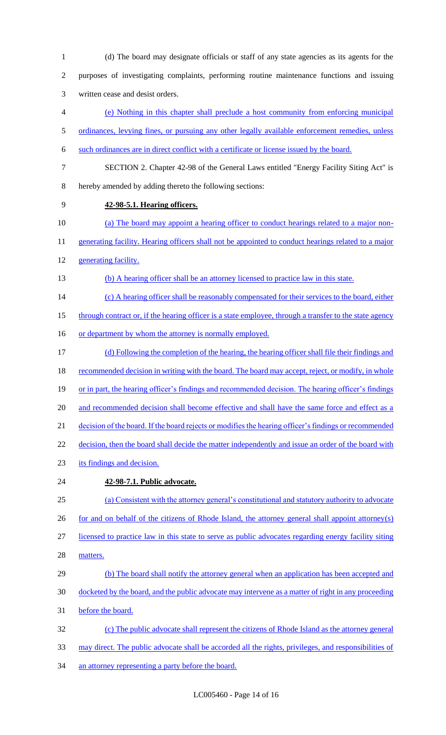(d) The board may designate officials or staff of any state agencies as its agents for the purposes of investigating complaints, performing routine maintenance functions and issuing written cease and desist orders.

(e) Nothing in this chapter shall preclude a host community from enforcing municipal ordinances, levying fines, or pursuing any other legally available enforcement remedies, unless such ordinances are in direct conflict with a certificate or license issued by the board.

SECTION 2. Chapter 42-98 of the General Laws entitled "Energy Facility Siting Act" is hereby amended by adding thereto the following sections:

**42-98-5.1. Hearing officers.**

(a) The board may appoint a hearing officer to conduct hearings related to a major non-generating facility. Hearing officers shall not be appointed to conduct hearings related to a major generating facility.

(b) A hearing officer shall be an attorney licensed to practice law in this state.

(c) A hearing officer shall be reasonably compensated for their services to the board, either through contract or, if the hearing officer is a state employee, through a transfer to the state agency or department by whom the attorney is normally employed.

(d) Following the completion of the hearing, the hearing officer shall file their findings and recommended decision in writing with the board. The board may accept, reject, or modify, in whole or in part, the hearing officer's findings and recommended decision. The hearing officer's findings and recommended decision shall become effective and shall have the same force and effect as a decision of the board. If the board rejects or modifies the hearing officer's findings or recommended decision, then the board shall decide the matter independently and issue an order of the board with its findings and decision.

**42-98-7.1. Public advocate.**

(a) Consistent with the attorney general's constitutional and statutory authority to advocate for and on behalf of the citizens of Rhode Island, the attorney general shall appoint attorney(s) licensed to practice law in this state to serve as public advocates regarding energy facility siting matters.

(b) The board shall notify the attorney general when an application has been accepted and docketed by the board, and the public advocate may intervene as a matter of right in any proceeding before the board.

(c) The public advocate shall represent the citizens of Rhode Island as the attorney general may direct. The public advocate shall be accorded all the rights, privileges, and responsibilities of an attorney representing a party before the board.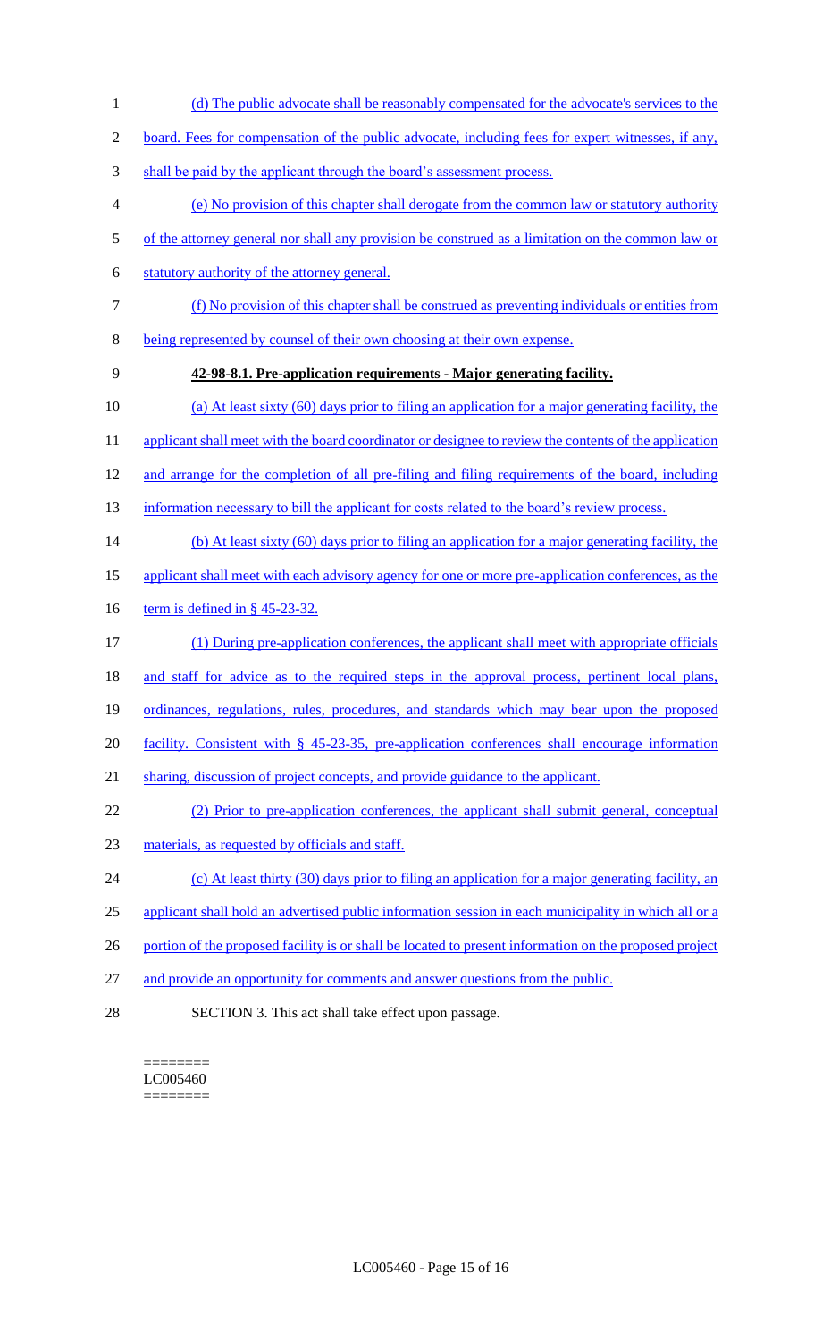(d) The public advocate shall be reasonably compensated for the advocate's services to the board. Fees for compensation of the public advocate, including fees for expert witnesses, if any, shall be paid by the applicant through the board's assessment process.

(e) No provision of this chapter shall derogate from the common law or statutory authority of the attorney general nor shall any provision be construed as a limitation on the common law or statutory authority of the attorney general.

(f) No provision of this chapter shall be construed as preventing individuals or entities from being represented by counsel of their own choosing at their own expense.

**42-98-8.1. Pre-application requirements - Major generating facility.**

(a) At least sixty (60) days prior to filing an application for a major generating facility, the applicant shall meet with the board coordinator or designee to review the contents of the application and arrange for the completion of all pre-filing and filing requirements of the board, including information necessary to bill the applicant for costs related to the board's review process.

(b) At least sixty (60) days prior to filing an application for a major generating facility, the applicant shall meet with each advisory agency for one or more pre-application conferences, as the term is defined in § 45-23-32.

(1) During pre-application conferences, the applicant shall meet with appropriate officials and staff for advice as to the required steps in the approval process, pertinent local plans, ordinances, regulations, rules, procedures, and standards which may bear upon the proposed facility. Consistent with § 45-23-35, pre-application conferences shall encourage information sharing, discussion of project concepts, and provide guidance to the applicant.

(2) Prior to pre-application conferences, the applicant shall submit general, conceptual materials, as requested by officials and staff.

(c) At least thirty (30) days prior to filing an application for a major generating facility, an applicant shall hold an advertised public information session in each municipality in which all or a portion of the proposed facility is or shall be located to present information on the proposed project and provide an opportunity for comments and answer questions from the public.

SECTION 3. This act shall take effect upon passage.

========
LC005460
========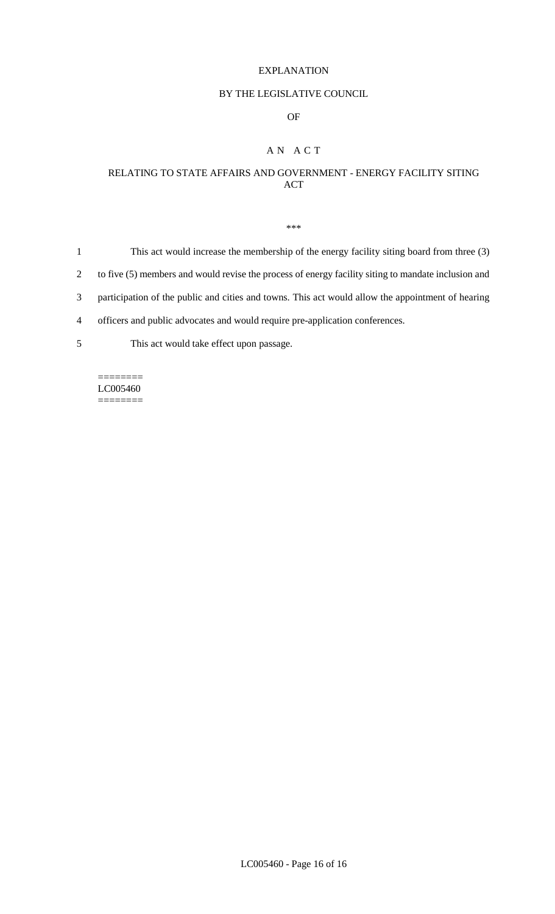EXPLANATION

BY THE LEGISLATIVE COUNCIL

OF

A N A C T

RELATING TO STATE AFFAIRS AND GOVERNMENT - ENERGY FACILITY SITING ACT

\*\*\*

This act would increase the membership of the energy facility siting board from three (3) to five (5) members and would revise the process of energy facility siting to mandate inclusion and participation of the public and cities and towns. This act would allow the appointment of hearing officers and public advocates and would require pre-application conferences.

This act would take effect upon passage.

========
LC005460
========